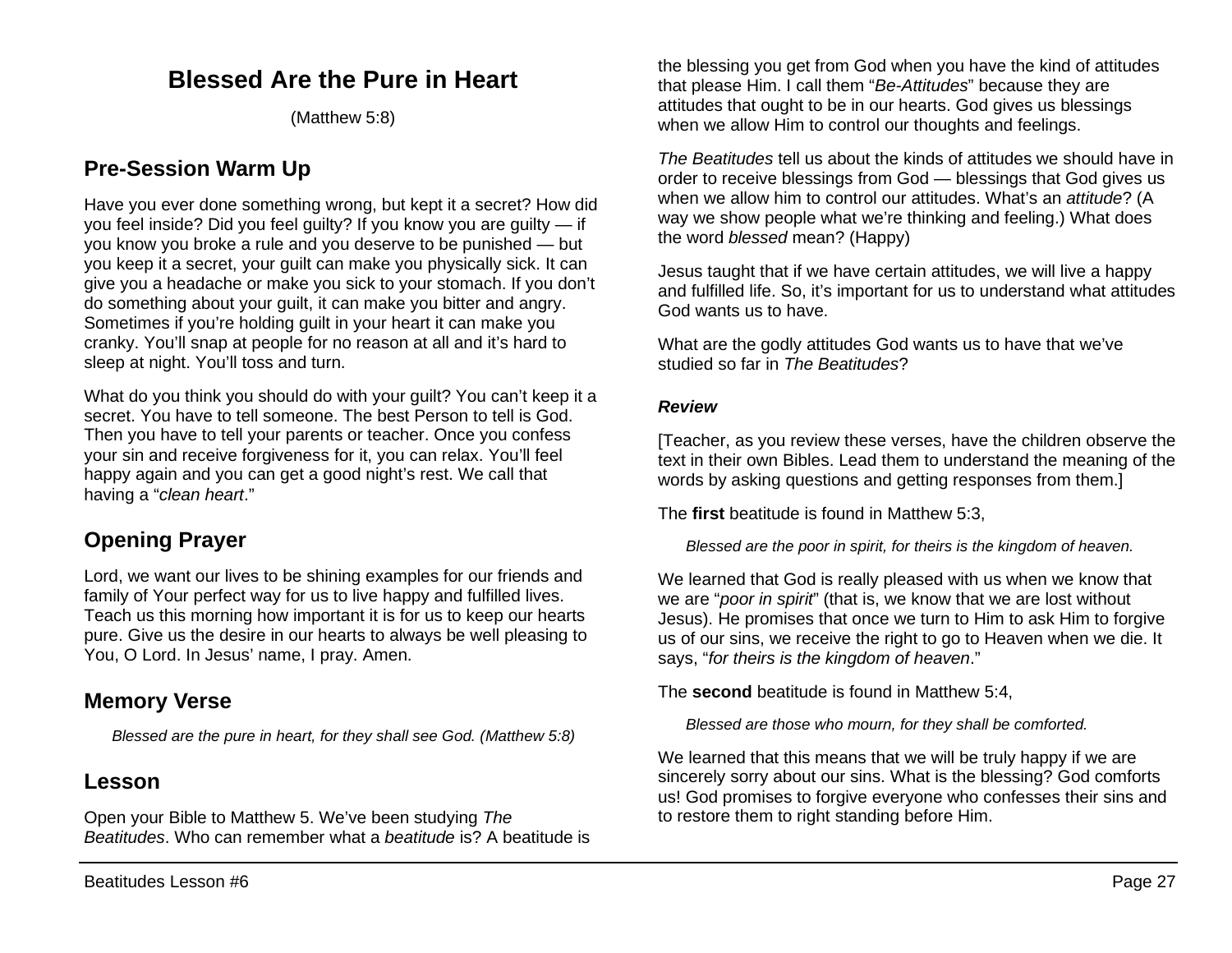# Blessed Are the Pure in Heart

(Matthew 5:8)

## Pre-Session Warm Up

Have you ever done something wrong, but kept it a secret? How did you feel inside? Did you feel guilty? If you know you are guilty — if you know you broke a rule and you deserve to be punished — but you keep it a secret, your guilt can make you physically sick. It can give you a headache or make you sick to your stomach. If you don't do something about your guilt, it can make you bitter and angry. Sometimes if you're holding guilt in your heart it can make you cranky. You'll snap at people for no reason at all and it's hard to sleep at night. You'll toss and turn.

What do you think you should do with your guilt? You can't keep it a secret. You have to tell someone. The best Person to tell is God. Then you have to tell your parents or teacher. Once you confess your sin and receive forgiveness for it, you can relax. You'll feel happy again and you can get a good night's rest. We call that having a "*clean heart*."

## Opening Prayer

Lord, we want our lives to be shining examples for our friends and family of Your perfect way for us to live happy and fulfilled lives. Teach us this morning how important it is for us to keep our hearts pure. Give us the desire in our hearts to always be well pleasing to You, O Lord. In Jesus' name, I pray. Amen.

## Memory Verse

> *Blessed are the pure in heart, for they shall see God. (Matthew 5:8)*

## Lesson

Open your Bible to Matthew 5. We've been studying *The Beatitudes*. Who can remember what a *beatitude* is? A beatitude is the blessing you get from God when you have the kind of attitudes that please Him. I call them "*Be-Attitudes*" because they are attitudes that ought to be in our hearts. God gives us blessings when we allow Him to control our thoughts and feelings.

*The Beatitudes* tell us about the kinds of attitudes we should have in order to receive blessings from God — blessings that God gives us when we allow him to control our attitudes. What's an *attitude*? (A way we show people what we're thinking and feeling.) What does the word *blessed* mean? (Happy)

Jesus taught that if we have certain attitudes, we will live a happy and fulfilled life. So, it's important for us to understand what attitudes God wants us to have.

What are the godly attitudes God wants us to have that we've studied so far in *The Beatitudes*?

***Review***

[Teacher, as you review these verses, have the children observe the text in their own Bibles. Lead them to understand the meaning of the words by asking questions and getting responses from them.]

The **first** beatitude is found in Matthew 5:3,

> *Blessed are the poor in spirit, for theirs is the kingdom of heaven.*

We learned that God is really pleased with us when we know that we are "*poor in spirit*" (that is, we know that we are lost without Jesus). He promises that once we turn to Him to ask Him to forgive us of our sins, we receive the right to go to Heaven when we die. It says, "*for theirs is the kingdom of heaven*."

The **second** beatitude is found in Matthew 5:4,

> *Blessed are those who mourn, for they shall be comforted.*

We learned that this means that we will be truly happy if we are sincerely sorry about our sins. What is the blessing? God comforts us! God promises to forgive everyone who confesses their sins and to restore them to right standing before Him.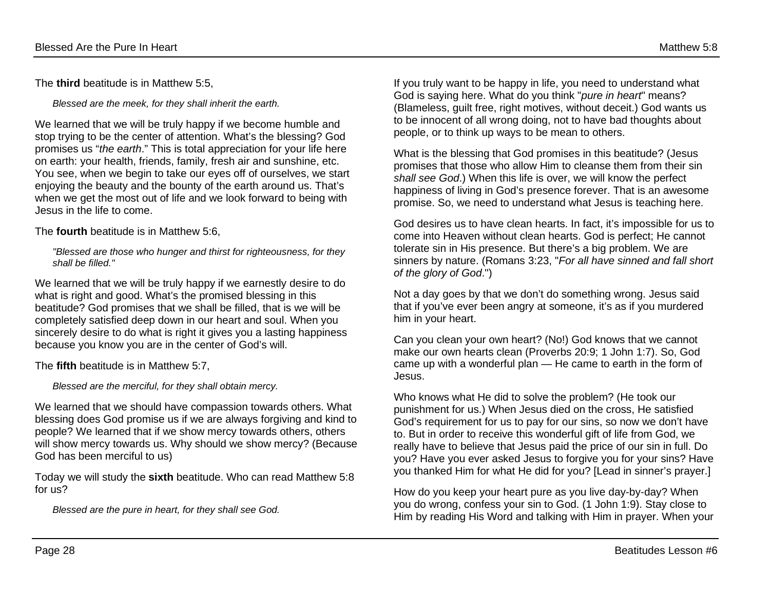The **third** beatitude is in Matthew 5:5,

> *Blessed are the meek, for they shall inherit the earth.*

We learned that we will be truly happy if we become humble and stop trying to be the center of attention. What's the blessing? God promises us "*the earth*." This is total appreciation for your life here on earth: your health, friends, family, fresh air and sunshine, etc. You see, when we begin to take our eyes off of ourselves, we start enjoying the beauty and the bounty of the earth around us. That's when we get the most out of life and we look forward to being with Jesus in the life to come.

The **fourth** beatitude is in Matthew 5:6,

> *"Blessed are those who hunger and thirst for righteousness, for they shall be filled."*

We learned that we will be truly happy if we earnestly desire to do what is right and good. What's the promised blessing in this beatitude? God promises that we shall be filled, that is we will be completely satisfied deep down in our heart and soul. When you sincerely desire to do what is right it gives you a lasting happiness because you know you are in the center of God's will.

The **fifth** beatitude is in Matthew 5:7,

> *Blessed are the merciful, for they shall obtain mercy.*

We learned that we should have compassion towards others. What blessing does God promise us if we are always forgiving and kind to people? We learned that if we show mercy towards others, others will show mercy towards us. Why should we show mercy? (Because God has been merciful to us)

Today we will study the **sixth** beatitude. Who can read Matthew 5:8 for us?

> *Blessed are the pure in heart, for they shall see God.*

If you truly want to be happy in life, you need to understand what God is saying here. What do you think "*pure in heart*" means? (Blameless, guilt free, right motives, without deceit.) God wants us to be innocent of all wrong doing, not to have bad thoughts about people, or to think up ways to be mean to others.

What is the blessing that God promises in this beatitude? (Jesus promises that those who allow Him to cleanse them from their sin *shall see God*.) When this life is over, we will know the perfect happiness of living in God's presence forever. That is an awesome promise. So, we need to understand what Jesus is teaching here.

God desires us to have clean hearts. In fact, it's impossible for us to come into Heaven without clean hearts. God is perfect; He cannot tolerate sin in His presence. But there's a big problem. We are sinners by nature. (Romans 3:23, "*For all have sinned and fall short of the glory of God*.")

Not a day goes by that we don't do something wrong. Jesus said that if you've ever been angry at someone, it's as if you murdered him in your heart.

Can you clean your own heart? (No!) God knows that we cannot make our own hearts clean (Proverbs 20:9; 1 John 1:7). So, God came up with a wonderful plan — He came to earth in the form of Jesus.

Who knows what He did to solve the problem? (He took our punishment for us.) When Jesus died on the cross, He satisfied God's requirement for us to pay for our sins, so now we don't have to. But in order to receive this wonderful gift of life from God, we really have to believe that Jesus paid the price of our sin in full. Do you? Have you ever asked Jesus to forgive you for your sins? Have you thanked Him for what He did for you? [Lead in sinner's prayer.]

How do you keep your heart pure as you live day-by-day? When you do wrong, confess your sin to God. (1 John 1:9). Stay close to Him by reading His Word and talking with Him in prayer. When your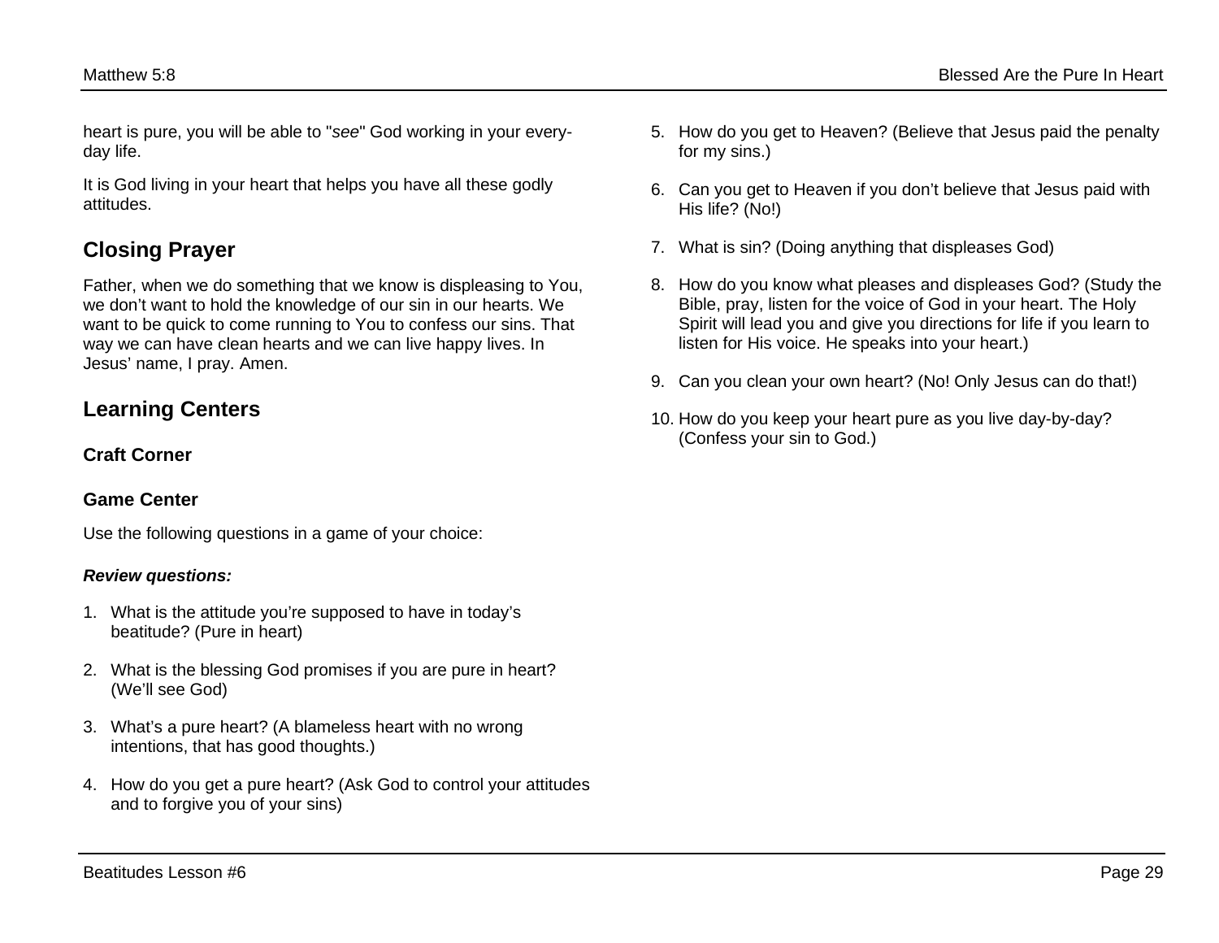heart is pure, you will be able to "*see*" God working in your every-day life.

It is God living in your heart that helps you have all these godly attitudes.

## Closing Prayer

Father, when we do something that we know is displeasing to You, we don't want to hold the knowledge of our sin in our hearts. We want to be quick to come running to You to confess our sins. That way we can have clean hearts and we can live happy lives. In Jesus' name, I pray. Amen.

## Learning Centers

### Craft Corner

### Game Center

Use the following questions in a game of your choice:

***Review questions:***

1. What is the attitude you're supposed to have in today's beatitude? (Pure in heart)
2. What is the blessing God promises if you are pure in heart? (We'll see God)
3. What's a pure heart? (A blameless heart with no wrong intentions, that has good thoughts.)
4. How do you get a pure heart? (Ask God to control your attitudes and to forgive you of your sins)
5. How do you get to Heaven? (Believe that Jesus paid the penalty for my sins.)
6. Can you get to Heaven if you don't believe that Jesus paid with His life? (No!)
7. What is sin? (Doing anything that displeases God)
8. How do you know what pleases and displeases God? (Study the Bible, pray, listen for the voice of God in your heart. The Holy Spirit will lead you and give you directions for life if you learn to listen for His voice. He speaks into your heart.)
9. Can you clean your own heart? (No! Only Jesus can do that!)
10. How do you keep your heart pure as you live day-by-day? (Confess your sin to God.)